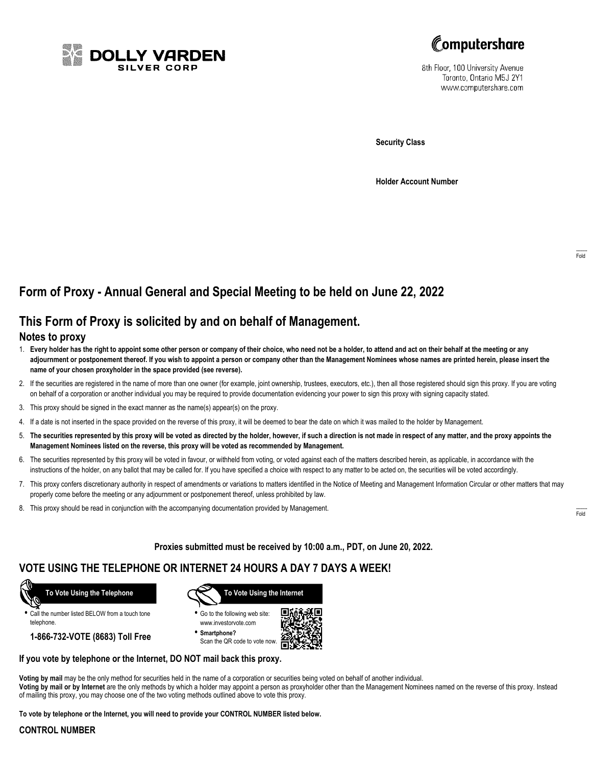DOLLY VARDEN SILVER CORP

Computershare

8th Floor, 100 University Avenue
Toronto, Ontario M5J 2Y1
www.computershare.com

**Security Class**

**Holder Account Number**

Fold

# Form of Proxy - Annual General and Special Meeting to be held on June 22, 2022

## This Form of Proxy is solicited by and on behalf of Management.

### Notes to proxy

1. **Every holder has the right to appoint some other person or company of their choice, who need not be a holder, to attend and act on their behalf at the meeting or any adjournment or postponement thereof. If you wish to appoint a person or company other than the Management Nominees whose names are printed herein, please insert the name of your chosen proxyholder in the space provided (see reverse).**
2. If the securities are registered in the name of more than one owner (for example, joint ownership, trustees, executors, etc.), then all those registered should sign this proxy. If you are voting on behalf of a corporation or another individual you may be required to provide documentation evidencing your power to sign this proxy with signing capacity stated.
3. This proxy should be signed in the exact manner as the name(s) appear(s) on the proxy.
4. If a date is not inserted in the space provided on the reverse of this proxy, it will be deemed to bear the date on which it was mailed to the holder by Management.
5. **The securities represented by this proxy will be voted as directed by the holder, however, if such a direction is not made in respect of any matter, and the proxy appoints the Management Nominees listed on the reverse, this proxy will be voted as recommended by Management.**
6. The securities represented by this proxy will be voted in favour, or withheld from voting, or voted against each of the matters described herein, as applicable, in accordance with the instructions of the holder, on any ballot that may be called for. If you have specified a choice with respect to any matter to be acted on, the securities will be voted accordingly.
7. This proxy confers discretionary authority in respect of amendments or variations to matters identified in the Notice of Meeting and Management Information Circular or other matters that may properly come before the meeting or any adjournment or postponement thereof, unless prohibited by law.
8. This proxy should be read in conjunction with the accompanying documentation provided by Management.

Fold

**Proxies submitted must be received by 10:00 a.m., PDT, on June 20, 2022.**

## VOTE USING THE TELEPHONE OR INTERNET 24 HOURS A DAY 7 DAYS A WEEK!

**To Vote Using the Telephone**

- Call the number listed BELOW from a touch tone telephone.

**1-866-732-VOTE (8683) Toll Free**

**To Vote Using the Internet**

- Go to the following web site: www.investorvote.com
- **Smartphone?** Scan the QR code to vote now.

**If you vote by telephone or the Internet, DO NOT mail back this proxy.**

**Voting by mail** may be the only method for securities held in the name of a corporation or securities being voted on behalf of another individual.
**Voting by mail or by Internet** are the only methods by which a holder may appoint a person as proxyholder other than the Management Nominees named on the reverse of this proxy. Instead of mailing this proxy, you may choose one of the two voting methods outlined above to vote this proxy.

**To vote by telephone or the Internet, you will need to provide your CONTROL NUMBER listed below.**

**CONTROL NUMBER**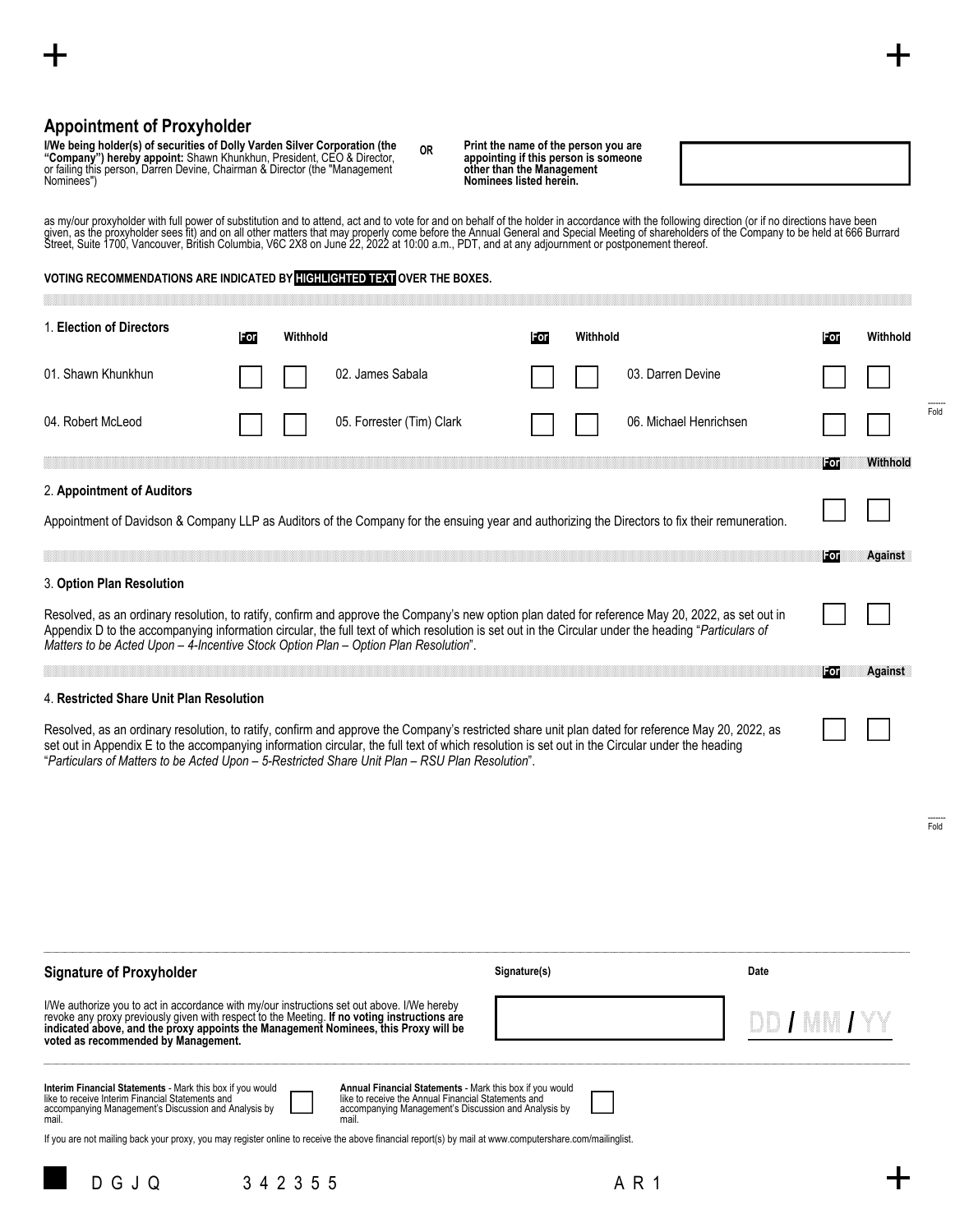## Appointment of Proxyholder

**I/We being holder(s) of securities of Dolly Varden Silver Corporation (the "Company") hereby appoint:** Shawn Khunkhun, President, CEO & Director, or failing this person, Darren Devine, Chairman & Director (the "Management Nominees")

**OR**

**Print the name of the person you are appointing if this person is someone other than the Management Nominees listed herein.**

as my/our proxyholder with full power of substitution and to attend, act and to vote for and on behalf of the holder in accordance with the following direction (or if no directions have been given, as the proxyholder sees fit) and on all other matters that may properly come before the Annual General and Special Meeting of shareholders of the Company to be held at 666 Burrard Street, Suite 1700, Vancouver, British Columbia, V6C 2X8 on June 22, 2022 at 10:00 a.m., PDT, and at any adjournment or postponement thereof.

**VOTING RECOMMENDATIONS ARE INDICATED BY HIGHLIGHTED TEXT OVER THE BOXES.**

### 1. Election of Directors

| | For | Withhold | | For | Withhold | | For | Withhold |
|---|---|---|---|---|---|---|---|---|
| 01. Shawn Khunkhun | ☐ | ☐ | 02. James Sabala | ☐ | ☐ | 03. Darren Devine | ☐ | ☐ |
| 04. Robert McLeod | ☐ | ☐ | 05. Forrester (Tim) Clark | ☐ | ☐ | 06. Michael Henrichsen | ☐ | ☐ |

### 2. Appointment of Auditors

Appointment of Davidson & Company LLP as Auditors of the Company for the ensuing year and authorizing the Directors to fix their remuneration.

For ☐ Withhold ☐

### 3. Option Plan Resolution

Resolved, as an ordinary resolution, to ratify, confirm and approve the Company's new option plan dated for reference May 20, 2022, as set out in Appendix D to the accompanying information circular, the full text of which resolution is set out in the Circular under the heading "*Particulars of Matters to be Acted Upon – 4-Incentive Stock Option Plan – Option Plan Resolution*".

For ☐ Against ☐

### 4. Restricted Share Unit Plan Resolution

Resolved, as an ordinary resolution, to ratify, confirm and approve the Company's restricted share unit plan dated for reference May 20, 2022, as set out in Appendix E to the accompanying information circular, the full text of which resolution is set out in the Circular under the heading "*Particulars of Matters to be Acted Upon – 5-Restricted Share Unit Plan – RSU Plan Resolution*".

For ☐ Against ☐

## Signature of Proxyholder

I/We authorize you to act in accordance with my/our instructions set out above. I/We hereby revoke any proxy previously given with respect to the Meeting. **If no voting instructions are indicated above, and the proxy appoints the Management Nominees, this Proxy will be voted as recommended by Management.**

Signature(s)

Date

DD / MM / YY

**Interim Financial Statements** - Mark this box if you would like to receive Interim Financial Statements and accompanying Management's Discussion and Analysis by mail. ☐

**Annual Financial Statements** - Mark this box if you would like to receive the Annual Financial Statements and accompanying Management's Discussion and Analysis by mail. ☐

If you are not mailing back your proxy, you may register online to receive the above financial report(s) by mail at www.computershare.com/mailinglist.

D G J Q 3 4 2 3 5 5 A R 1